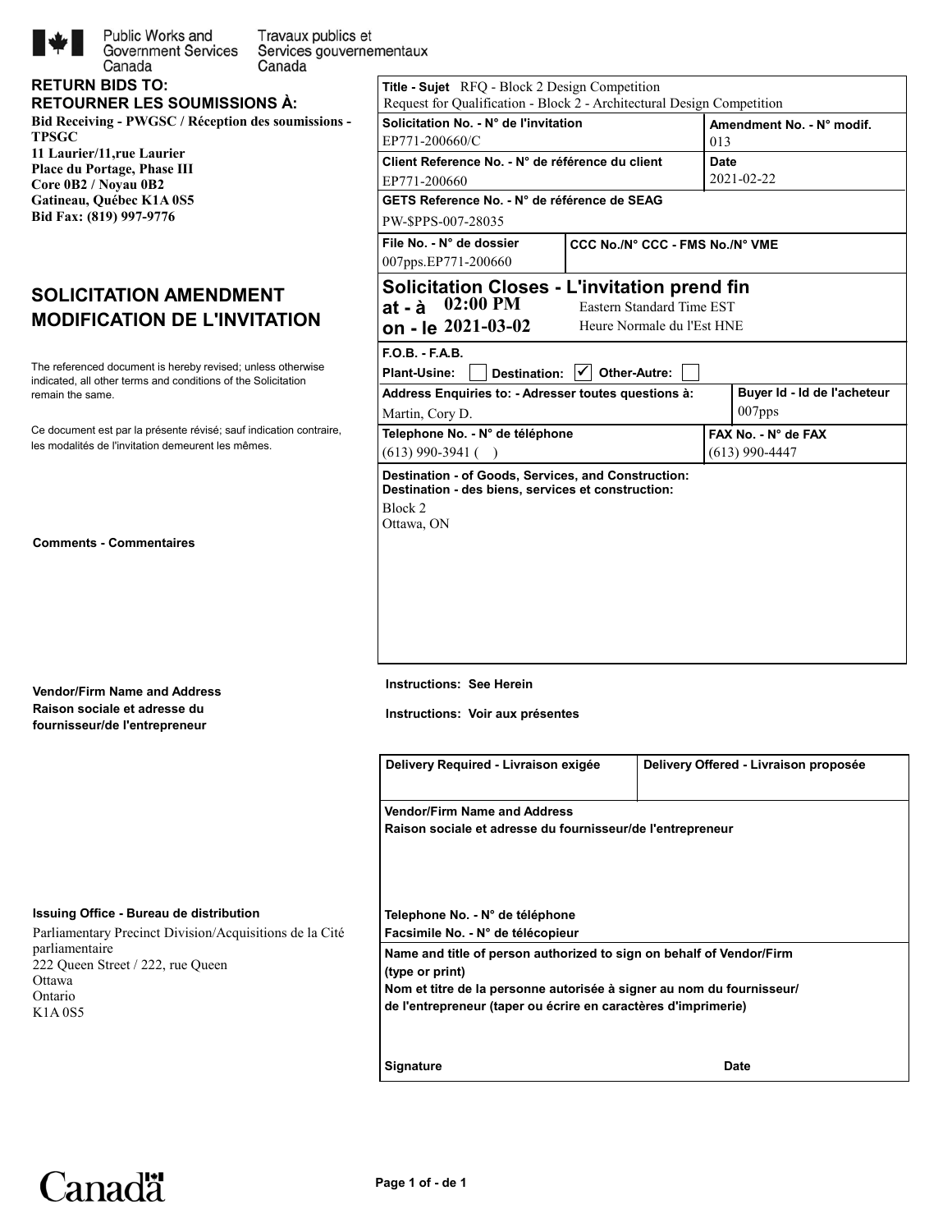Public Works and Government Services Canada
Travaux publics et Services gouvernementaux Canada

**RETURN BIDS TO:**
**RETOURNER LES SOUMISSIONS À:**

**Bid Receiving - PWGSC / Réception des soumissions - TPSGC**
**11 Laurier/11,rue Laurier**
**Place du Portage, Phase III**
**Core 0B2 / Noyau 0B2**
**Gatineau, Québec K1A 0S5**
**Bid Fax: (819) 997-9776**

## SOLICITATION AMENDMENT
## MODIFICATION DE L'INVITATION

The referenced document is hereby revised; unless otherwise indicated, all other terms and conditions of the Solicitation remain the same.

Ce document est par la présente révisé; sauf indication contraire, les modalités de l'invitation demeurent les mêmes.

**Comments - Commentaires**

**Vendor/Firm Name and Address**
**Raison sociale et adresse du fournisseur/de l'entrepreneur**

**Issuing Office - Bureau de distribution**

Parliamentary Precinct Division/Acquisitions de la Cité parliamentaire
222 Queen Street / 222, rue Queen
Ottawa
Ontario
K1A 0S5

| | |
|---|---|
| **Title - Sujet** RFQ - Block 2 Design Competition<br>Request for Qualification - Block 2 - Architectural Design Competition | |
| **Solicitation No. - N° de l'invitation**<br>EP771-200660/C | **Amendment No. - N° modif.**<br>013 |
| **Client Reference No. - N° de référence du client**<br>EP771-200660 | **Date**<br>2021-02-22 |
| **GETS Reference No. - N° de référence de SEAG**<br>PW-$PPS-007-28035 | |
| **File No. - N° de dossier**<br>007pps.EP771-200660 | **CCC No./N° CCC - FMS No./N° VME** |

**Solicitation Closes - L'invitation prend fin**
**at - à 02:00 PM** Eastern Standard Time EST
**on - le 2021-03-02** Heure Normale du l'Est HNE

**F.O.B. - F.A.B.**
**Plant-Usine:** ☐ **Destination:** ☑ **Other-Autre:** ☐

| | |
|---|---|
| **Address Enquiries to: - Adresser toutes questions à:**<br>Martin, Cory D. | **Buyer Id - Id de l'acheteur**<br>007pps |
| **Telephone No. - N° de téléphone**<br>(613) 990-3941 (   ) | **FAX No. - N° de FAX**<br>(613) 990-4447 |

**Destination - of Goods, Services, and Construction:**
**Destination - des biens, services et construction:**
Block 2
Ottawa, ON

**Instructions: See Herein**

**Instructions: Voir aux présentes**

| | |
|---|---|
| **Delivery Required - Livraison exigée** | **Delivery Offered - Livraison proposée** |
| **Vendor/Firm Name and Address**<br>**Raison sociale et adresse du fournisseur/de l'entrepreneur** | |
| **Telephone No. - N° de téléphone**<br>**Facsimile No. - N° de télécopieur** | |
| **Name and title of person authorized to sign on behalf of Vendor/Firm (type or print)**<br>**Nom et titre de la personne autorisée à signer au nom du fournisseur/ de l'entrepreneur (taper ou écrire en caractères d'imprimerie)** | |
| **Signature** | **Date** |

Canada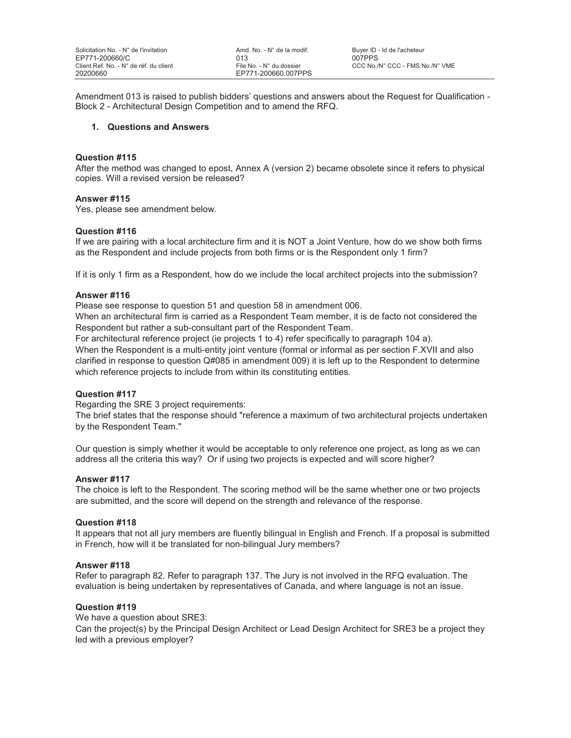Amendment 013 is raised to publish bidders' questions and answers about the Request for Qualification - Block 2 - Architectural Design Competition and to amend the RFQ.

## 1. Questions and Answers

**Question #115**
After the method was changed to epost, Annex A (version 2) became obsolete since it refers to physical copies. Will a revised version be released?

**Answer #115**
Yes, please see amendment below.

**Question #116**
If we are pairing with a local architecture firm and it is NOT a Joint Venture, how do we show both firms as the Respondent and include projects from both firms or is the Respondent only 1 firm?

If it is only 1 firm as a Respondent, how do we include the local architect projects into the submission?

**Answer #116**
Please see response to question 51 and question 58 in amendment 006.
When an architectural firm is carried as a Respondent Team member, it is de facto not considered the Respondent but rather a sub-consultant part of the Respondent Team.
For architectural reference project (ie projects 1 to 4) refer specifically to paragraph 104 a).
When the Respondent is a multi-entity joint venture (formal or informal as per section F.XVII and also clarified in response to question Q#085 in amendment 009) it is left up to the Respondent to determine which reference projects to include from within its constituting entities.

**Question #117**
Regarding the SRE 3 project requirements:
The brief states that the response should "reference a maximum of two architectural projects undertaken by the Respondent Team."

Our question is simply whether it would be acceptable to only reference one project, as long as we can address all the criteria this way? Or if using two projects is expected and will score higher?

**Answer #117**
The choice is left to the Respondent. The scoring method will be the same whether one or two projects are submitted, and the score will depend on the strength and relevance of the response.

**Question #118**
It appears that not all jury members are fluently bilingual in English and French. If a proposal is submitted in French, how will it be translated for non-bilingual Jury members?

**Answer #118**
Refer to paragraph 82. Refer to paragraph 137. The Jury is not involved in the RFQ evaluation. The evaluation is being undertaken by representatives of Canada, and where language is not an issue.

**Question #119**
We have a question about SRE3:
Can the project(s) by the Principal Design Architect or Lead Design Architect for SRE3 be a project they led with a previous employer?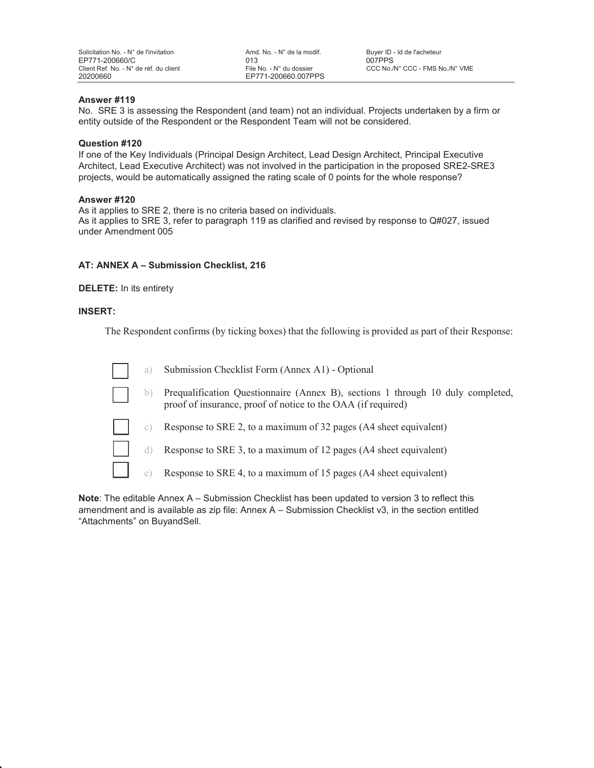**Answer #119**

No. SRE 3 is assessing the Respondent (and team) not an individual. Projects undertaken by a firm or entity outside of the Respondent or the Respondent Team will not be considered.

**Question #120**

If one of the Key Individuals (Principal Design Architect, Lead Design Architect, Principal Executive Architect, Lead Executive Architect) was not involved in the participation in the proposed SRE2-SRE3 projects, would be automatically assigned the rating scale of 0 points for the whole response?

**Answer #120**

As it applies to SRE 2, there is no criteria based on individuals.
As it applies to SRE 3, refer to paragraph 119 as clarified and revised by response to Q#027, issued under Amendment 005

**AT: ANNEX A – Submission Checklist, 216**

**DELETE:** In its entirety

**INSERT:**

The Respondent confirms (by ticking boxes) that the following is provided as part of their Response:

- ☐ a) Submission Checklist Form (Annex A1) - Optional
- ☐ b) Prequalification Questionnaire (Annex B), sections 1 through 10 duly completed, proof of insurance, proof of notice to the OAA (if required)
- ☐ c) Response to SRE 2, to a maximum of 32 pages (A4 sheet equivalent)
- ☐ d) Response to SRE 3, to a maximum of 12 pages (A4 sheet equivalent)
- ☐ e) Response to SRE 4, to a maximum of 15 pages (A4 sheet equivalent)

**Note**: The editable Annex A – Submission Checklist has been updated to version 3 to reflect this amendment and is available as zip file: Annex A – Submission Checklist v3, in the section entitled "Attachments" on BuyandSell.